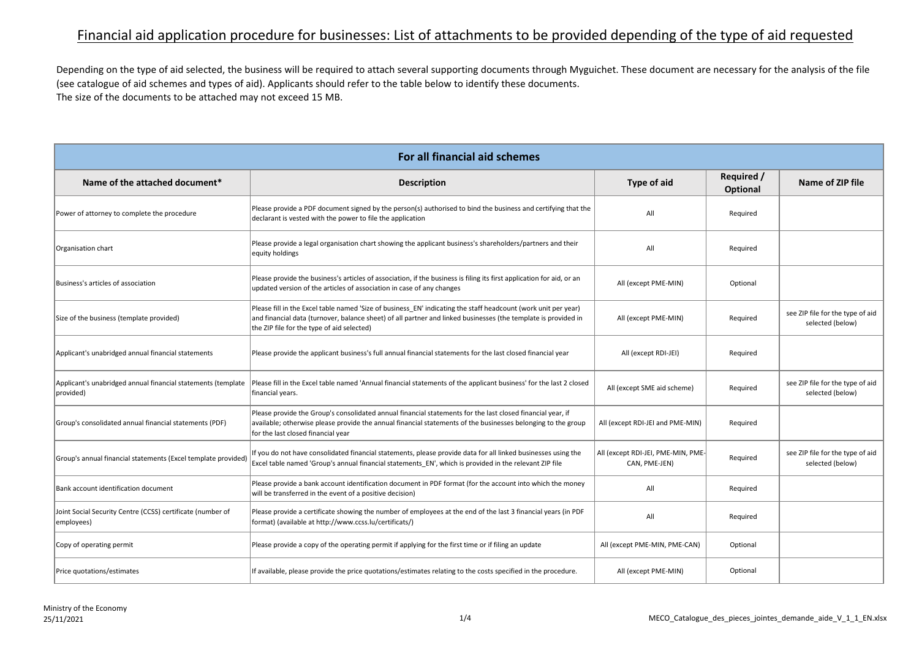# Financial aid application procedure for businesses: List of attachments to be provided depending of the type of aid requested

Depending on the type of aid selected, the business will be required to attach several supporting documents through Myguichet. These document are necessary for the analysis of the file (see catalogue of aid schemes and types of aid). Applicants should refer to the table below to identify these documents.
The size of the documents to be attached may not exceed 15 MB.

| For all financial aid schemes | | | | |
|---|---|---|---|---|
| **Name of the attached document*** | **Description** | **Type of aid** | **Required / Optional** | **Name of ZIP file** |
| Power of attorney to complete the procedure | Please provide a PDF document signed by the person(s) authorised to bind the business and certifying that the declarant is vested with the power to file the application | All | Required | |
| Organisation chart | Please provide a legal organisation chart showing the applicant business's shareholders/partners and their equity holdings | All | Required | |
| Business's articles of association | Please provide the business's articles of association, if the business is filing its first application for aid, or an updated version of the articles of association in case of any changes | All (except PME-MIN) | Optional | |
| Size of the business (template provided) | Please fill in the Excel table named 'Size of business_EN' indicating the staff headcount (work unit per year) and financial data (turnover, balance sheet) of all partner and linked businesses (the template is provided in the ZIP file for the type of aid selected) | All (except PME-MIN) | Required | see ZIP file for the type of aid selected (below) |
| Applicant's unabridged annual financial statements | Please provide the applicant business's full annual financial statements for the last closed financial year | All (except RDI-JEI) | Required | |
| Applicant's unabridged annual financial statements (template provided) | Please fill in the Excel table named 'Annual financial statements of the applicant business' for the last 2 closed financial years. | All (except SME aid scheme) | Required | see ZIP file for the type of aid selected (below) |
| Group's consolidated annual financial statements (PDF) | Please provide the Group's consolidated annual financial statements for the last closed financial year, if available; otherwise please provide the annual financial statements of the businesses belonging to the group for the last closed financial year | All (except RDI-JEI and PME-MIN) | Required | |
| Group's annual financial statements (Excel template provided) | If you do not have consolidated financial statements, please provide data for all linked businesses using the Excel table named 'Group's annual financial statements_EN', which is provided in the relevant ZIP file | All (except RDI-JEI, PME-MIN, PME-CAN, PME-JEN) | Required | see ZIP file for the type of aid selected (below) |
| Bank account identification document | Please provide a bank account identification document in PDF format (for the account into which the money will be transferred in the event of a positive decision) | All | Required | |
| Joint Social Security Centre (CCSS) certificate (number of employees) | Please provide a certificate showing the number of employees at the end of the last 3 financial years (in PDF format) (available at http://www.ccss.lu/certificats/) | All | Required | |
| Copy of operating permit | Please provide a copy of the operating permit if applying for the first time or if filing an update | All (except PME-MIN, PME-CAN) | Optional | |
| Price quotations/estimates | If available, please provide the price quotations/estimates relating to the costs specified in the procedure. | All (except PME-MIN) | Optional | |

Ministry of the Economy
25/11/2021

MECO_Catalogue_des_pieces_jointes_demande_aide_V_1_1_EN.xlsx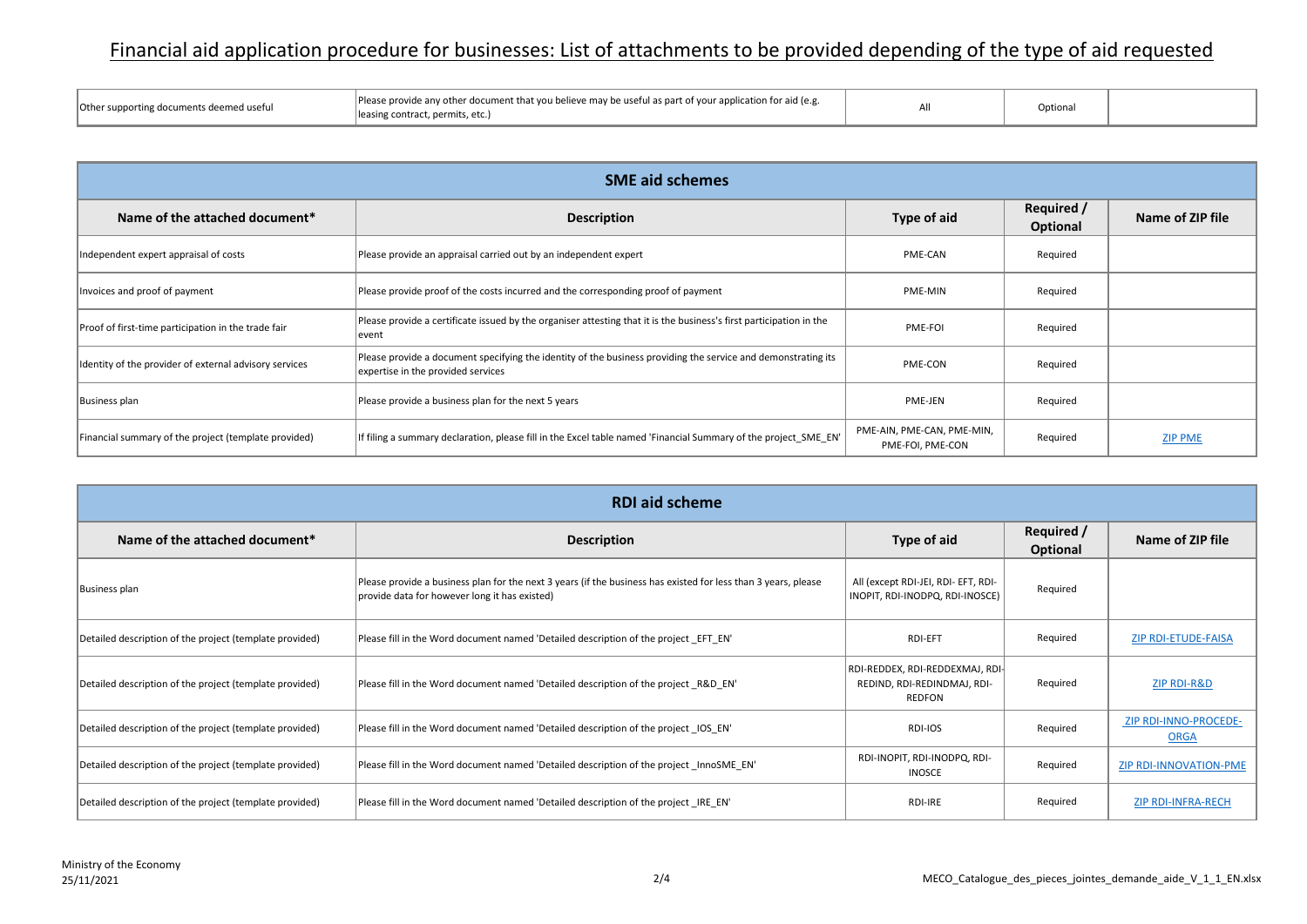# Financial aid application procedure for businesses: List of attachments to be provided depending of the type of aid requested

| | | | | |
|---|---|---|---|---|
| Other supporting documents deemed useful | Please provide any other document that you believe may be useful as part of your application for aid (e.g. leasing contract, permits, etc.) | All | Optional | |

| SME aid schemes | | | | |
|---|---|---|---|---|
| **Name of the attached document*** | **Description** | **Type of aid** | **Required / Optional** | **Name of ZIP file** |
| Independent expert appraisal of costs | Please provide an appraisal carried out by an independent expert | PME-CAN | Required | |
| Invoices and proof of payment | Please provide proof of the costs incurred and the corresponding proof of payment | PME-MIN | Required | |
| Proof of first-time participation in the trade fair | Please provide a certificate issued by the organiser attesting that it is the business's first participation in the event | PME-FOI | Required | |
| Identity of the provider of external advisory services | Please provide a document specifying the identity of the business providing the service and demonstrating its expertise in the provided services | PME-CON | Required | |
| Business plan | Please provide a business plan for the next 5 years | PME-JEN | Required | |
| Financial summary of the project (template provided) | If filing a summary declaration, please fill in the Excel table named 'Financial Summary of the project_SME_EN' | PME-AIN, PME-CAN, PME-MIN, PME-FOI, PME-CON | Required | ZIP PME |

| RDI aid scheme | | | | |
|---|---|---|---|---|
| **Name of the attached document*** | **Description** | **Type of aid** | **Required / Optional** | **Name of ZIP file** |
| Business plan | Please provide a business plan for the next 3 years (if the business has existed for less than 3 years, please provide data for however long it has existed) | All (except RDI-JEI, RDI- EFT, RDI-INOPIT, RDI-INODPQ, RDI-INOSCE) | Required | |
| Detailed description of the project (template provided) | Please fill in the Word document named 'Detailed description of the project _EFT_EN' | RDI-EFT | Required | ZIP RDI-ETUDE-FAISA |
| Detailed description of the project (template provided) | Please fill in the Word document named 'Detailed description of the project _R&D_EN' | RDI-REDDEX, RDI-REDDEXMAJ, RDI-REDIND, RDI-REDINDMAJ, RDI-REDFON | Required | ZIP RDI-R&D |
| Detailed description of the project (template provided) | Please fill in the Word document named 'Detailed description of the project _IOS_EN' | RDI-IOS | Required | ZIP RDI-INNO-PROCEDE-ORGA |
| Detailed description of the project (template provided) | Please fill in the Word document named 'Detailed description of the project _InnoSME_EN' | RDI-INOPIT, RDI-INODPQ, RDI-INOSCE | Required | ZIP RDI-INNOVATION-PME |
| Detailed description of the project (template provided) | Please fill in the Word document named 'Detailed description of the project _IRE_EN' | RDI-IRE | Required | ZIP RDI-INFRA-RECH |

Ministry of the Economy
25/11/2021

MECO_Catalogue_des_pieces_jointes_demande_aide_V_1_1_EN.xlsx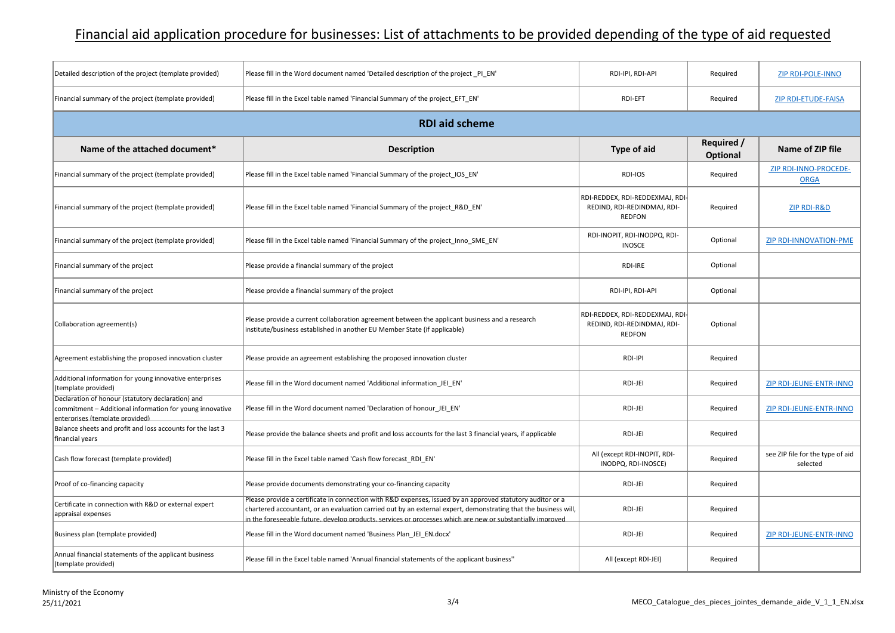# Financial aid application procedure for businesses: List of attachments to be provided depending of the type of aid requested

| | | | | |
|---|---|---|---|---|
| Detailed description of the project (template provided) | Please fill in the Word document named 'Detailed description of the project _PI_EN' | RDI-IPI, RDI-API | Required | ZIP RDI-POLE-INNO |
| Financial summary of the project (template provided) | Please fill in the Excel table named 'Financial Summary of the project_EFT_EN' | RDI-EFT | Required | ZIP RDI-ETUDE-FAISA |

## RDI aid scheme

| Name of the attached document* | Description | Type of aid | Required / Optional | Name of ZIP file |
|---|---|---|---|---|
| Financial summary of the project (template provided) | Please fill in the Excel table named 'Financial Summary of the project_IOS_EN' | RDI-IOS | Required | ZIP RDI-INNO-PROCEDE-ORGA |
| Financial summary of the project (template provided) | Please fill in the Excel table named 'Financial Summary of the project_R&D_EN' | RDI-REDDEX, RDI-REDDEXMAJ, RDI-REDIND, RDI-REDINDMAJ, RDI-REDFON | Required | ZIP RDI-R&D |
| Financial summary of the project (template provided) | Please fill in the Excel table named 'Financial Summary of the project_Inno_SME_EN' | RDI-INOPIT, RDI-INODPQ, RDI-INOSCE | Optional | ZIP RDI-INNOVATION-PME |
| Financial summary of the project | Please provide a financial summary of the project | RDI-IRE | Optional | |
| Financial summary of the project | Please provide a financial summary of the project | RDI-IPI, RDI-API | Optional | |
| Collaboration agreement(s) | Please provide a current collaboration agreement between the applicant business and a research institute/business established in another EU Member State (if applicable) | RDI-REDDEX, RDI-REDDEXMAJ, RDI-REDIND, RDI-REDINDMAJ, RDI-REDFON | Optional | |
| Agreement establishing the proposed innovation cluster | Please provide an agreement establishing the proposed innovation cluster | RDI-IPI | Required | |
| Additional information for young innovative enterprises (template provided) | Please fill in the Word document named 'Additional information_JEI_EN' | RDI-JEI | Required | ZIP RDI-JEUNE-ENTR-INNO |
| Declaration of honour (statutory declaration) and commitment – Additional information for young innovative enterprises (template provided) | Please fill in the Word document named 'Declaration of honour_JEI_EN' | RDI-JEI | Required | ZIP RDI-JEUNE-ENTR-INNO |
| Balance sheets and profit and loss accounts for the last 3 financial years | Please provide the balance sheets and profit and loss accounts for the last 3 financial years, if applicable | RDI-JEI | Required | |
| Cash flow forecast (template provided) | Please fill in the Excel table named 'Cash flow forecast_RDI_EN' | All (except RDI-INOPIT, RDI-INODPQ, RDI-INOSCE) | Required | see ZIP file for the type of aid selected |
| Proof of co-financing capacity | Please provide documents demonstrating your co-financing capacity | RDI-JEI | Required | |
| Certificate in connection with R&D or external expert appraisal expenses | Please provide a certificate in connection with R&D expenses, issued by an approved statutory auditor or a chartered accountant, or an evaluation carried out by an external expert, demonstrating that the business will, in the foreseeable future, develop products, services or processes which are new or substantially improved | RDI-JEI | Required | |
| Business plan (template provided) | Please fill in the Word document named 'Business Plan_JEI_EN.docx' | RDI-JEI | Required | ZIP RDI-JEUNE-ENTR-INNO |
| Annual financial statements of the applicant business (template provided) | Please fill in the Excel table named 'Annual financial statements of the applicant business'' | All (except RDI-JEI) | Required | |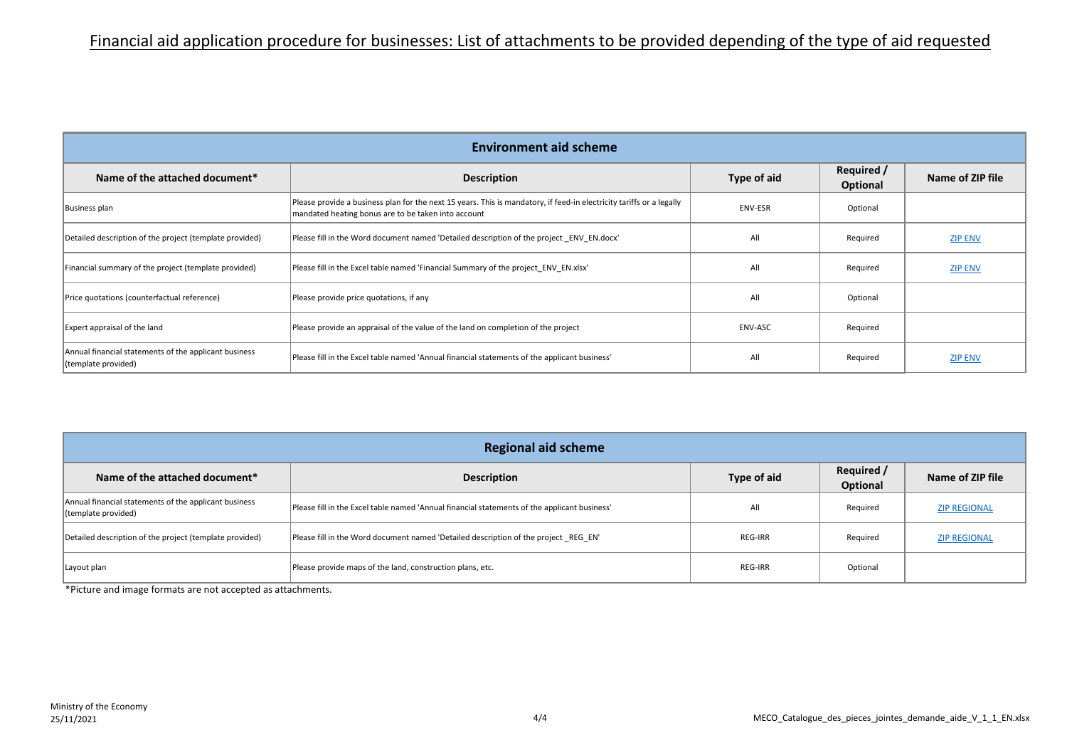# Financial aid application procedure for businesses: List of attachments to be provided depending of the type of aid requested

| Environment aid scheme | | | | |
|---|---|---|---|---|
| **Name of the attached document*** | **Description** | **Type of aid** | **Required / Optional** | **Name of ZIP file** |
| Business plan | Please provide a business plan for the next 15 years. This is mandatory, if feed-in electricity tariffs or a legally mandated heating bonus are to be taken into account | ENV-ESR | Optional | |
| Detailed description of the project (template provided) | Please fill in the Word document named 'Detailed description of the project _ENV_EN.docx' | All | Required | ZIP ENV |
| Financial summary of the project (template provided) | Please fill in the Excel table named 'Financial Summary of the project_ENV_EN.xlsx' | All | Required | ZIP ENV |
| Price quotations (counterfactual reference) | Please provide price quotations, if any | All | Optional | |
| Expert appraisal of the land | Please provide an appraisal of the value of the land on completion of the project | ENV-ASC | Required | |
| Annual financial statements of the applicant business (template provided) | Please fill in the Excel table named 'Annual financial statements of the applicant business' | All | Required | ZIP ENV |

| Regional aid scheme | | | | |
|---|---|---|---|---|
| **Name of the attached document*** | **Description** | **Type of aid** | **Required / Optional** | **Name of ZIP file** |
| Annual financial statements of the applicant business (template provided) | Please fill in the Excel table named 'Annual financial statements of the applicant business' | All | Required | ZIP REGIONAL |
| Detailed description of the project (template provided) | Please fill in the Word document named 'Detailed description of the project _REG_EN' | REG-IRR | Required | ZIP REGIONAL |
| Layout plan | Please provide maps of the land, construction plans, etc. | REG-IRR | Optional | |

*Picture and image formats are not accepted as attachments.

Ministry of the Economy
25/11/2021

MECO_Catalogue_des_pieces_jointes_demande_aide_V_1_1_EN.xlsx